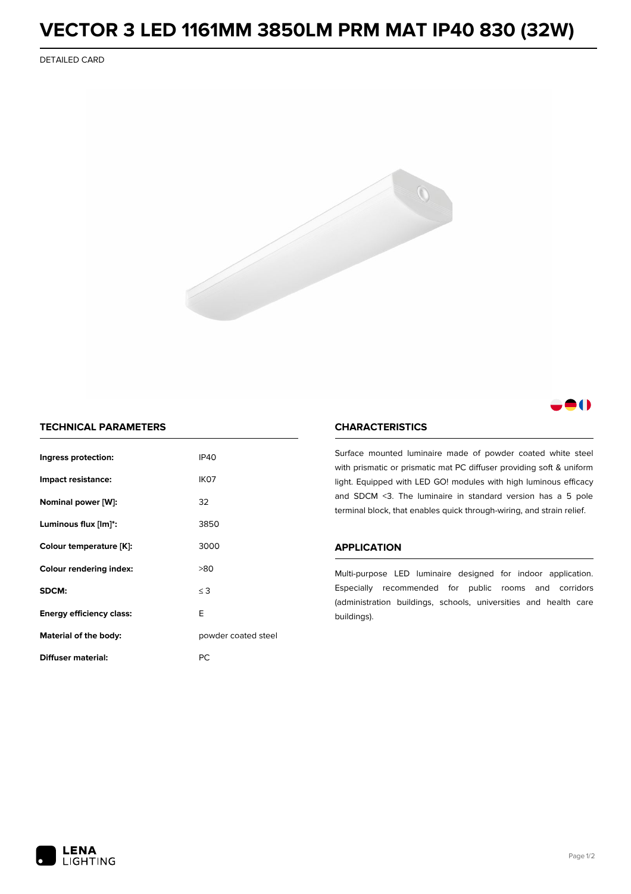# VECTOR 3 LED 1161MM 3850LM PRM MAT IP40 830 (32W)

DETAILED CARD

## TECHNICAL PARAMETERS

| | |
|---|---|
| **Ingress protection:** | IP40 |
| **Impact resistance:** | IK07 |
| **Nominal power [W]:** | 32 |
| **Luminous flux [lm]*:** | 3850 |
| **Colour temperature [K]:** | 3000 |
| **Colour rendering index:** | >80 |
| **SDCM:** | ≤ 3 |
| **Energy efficiency class:** | E |
| **Material of the body:** | powder coated steel |
| **Diffuser material:** | PC |

## CHARACTERISTICS

Surface mounted luminaire made of powder coated white steel with prismatic or prismatic mat PC diffuser providing soft & uniform light. Equipped with LED GO! modules with high luminous efficacy and SDCM <3. The luminaire in standard version has a 5 pole terminal block, that enables quick through-wiring, and strain relief.

## APPLICATION

Multi-purpose LED luminaire designed for indoor application. Especially recommended for public rooms and corridors (administration buildings, schools, universities and health care buildings).

LENA LIGHTING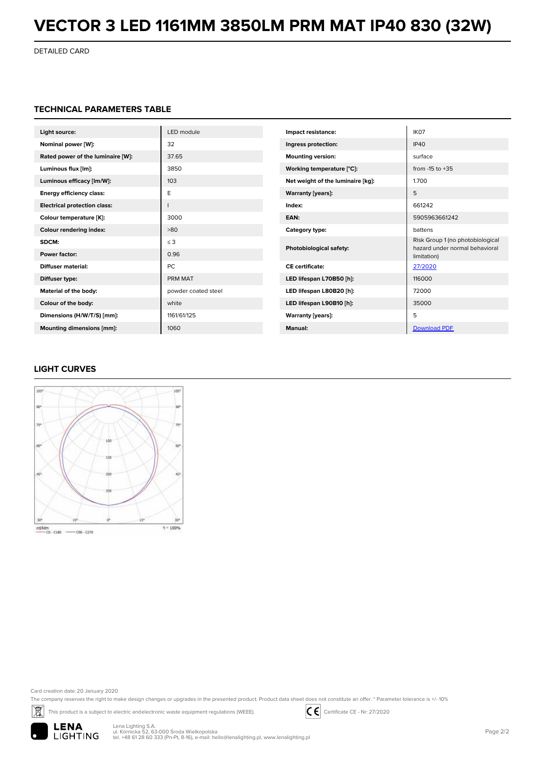# VECTOR 3 LED 1161MM 3850LM PRM MAT IP40 830 (32W)

DETAILED CARD

## TECHNICAL PARAMETERS TABLE

| | |
|---|---|
| **Light source:** | LED module |
| **Nominal power [W]:** | 32 |
| **Rated power of the luminaire [W]:** | 37.65 |
| **Luminous flux [lm]:** | 3850 |
| **Luminous efficacy [lm/W]:** | 103 |
| **Energy efficiency class:** | E |
| **Electrical protection class:** | I |
| **Colour temperature [K]:** | 3000 |
| **Colour rendering index:** | >80 |
| **SDCM:** | ≤ 3 |
| **Power factor:** | 0.96 |
| **Diffuser material:** | PC |
| **Diffuser type:** | PRM MAT |
| **Material of the body:** | powder coated steel |
| **Colour of the body:** | white |
| **Dimensions (H/W/T/S) [mm]:** | 1161/61/125 |
| **Mounting dimensions [mm]:** | 1060 |
| **Impact resistance:** | IK07 |
| **Ingress protection:** | IP40 |
| **Mounting version:** | surface |
| **Working temperature [°C]:** | from -15 to +35 |
| **Net weight of the luminaire [kg]:** | 1.700 |
| **Warranty [years]:** | 5 |
| **Index:** | 661242 |
| **EAN:** | 5905963661242 |
| **Category type:** | battens |
| **Photobiological safety:** | Risk Group 1 (no photobiological hazard under normal behavioral limitation) |
| **CE certificate:** | 27/2020 |
| **LED lifespan L70B50 [h]:** | 116000 |
| **LED lifespan L80B20 [h]:** | 72000 |
| **LED lifespan L90B10 [h]:** | 35000 |
| **Warranty [years]:** | 5 |
| **Manual:** | Download PDF |

## LIGHT CURVES

105° 105°
90° 90°
75° 75°
60° 60°
45° 45°
30° 15° 0° 15° 30°
100
150
200
250
cd/klm
C0 - C180 C90 - C270
η = 100%

Card creation date: 20 January 2020

The company reserves the right to make design changes or upgrades in the presented product. Product data sheet does not constitute an offer. * Parameter tolerance is +/- 10%

This product is a subject to electric andelectronic waste equipment regulations (WEEE).

Certificate CE - Nr: 27/2020

LENA LIGHTING

Lena Lighting S.A.
ul. Kórnicka 52, 63-000 Środa Wielkopolska
tel. +48 61 28 60 333 (Pn-Pt, 8-16), e-mail: hello@lenalighting.pl, www.lenalighting.pl